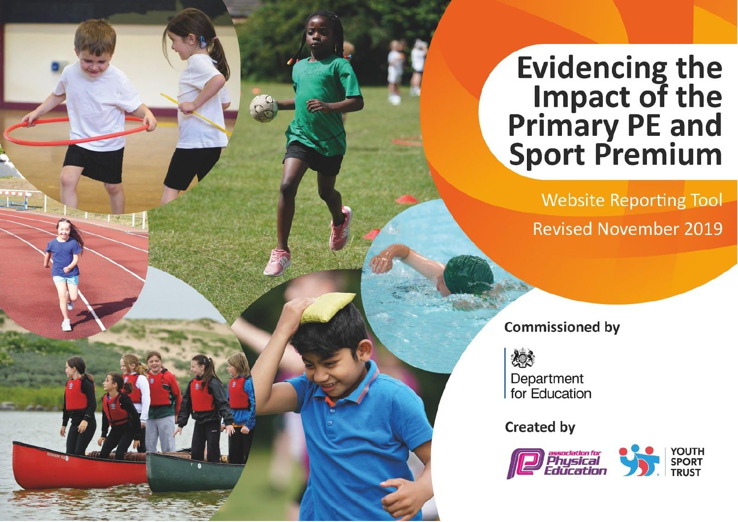# Evidencing the Impact of the Primary PE and Sport Premium

Website Reporting Tool

Revised November 2019

Commissioned by

Department for Education

Created by

association for Physical Education

YOUTH SPORT TRUST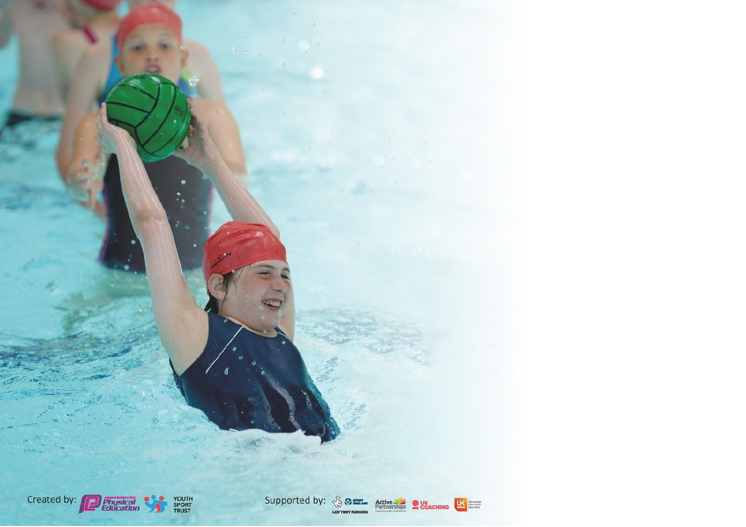Created by: Association for Physical Education, Youth Sport Trust

Supported by: Sport England (Lottery Funded), Active Partnerships, UK Coaching, UK Active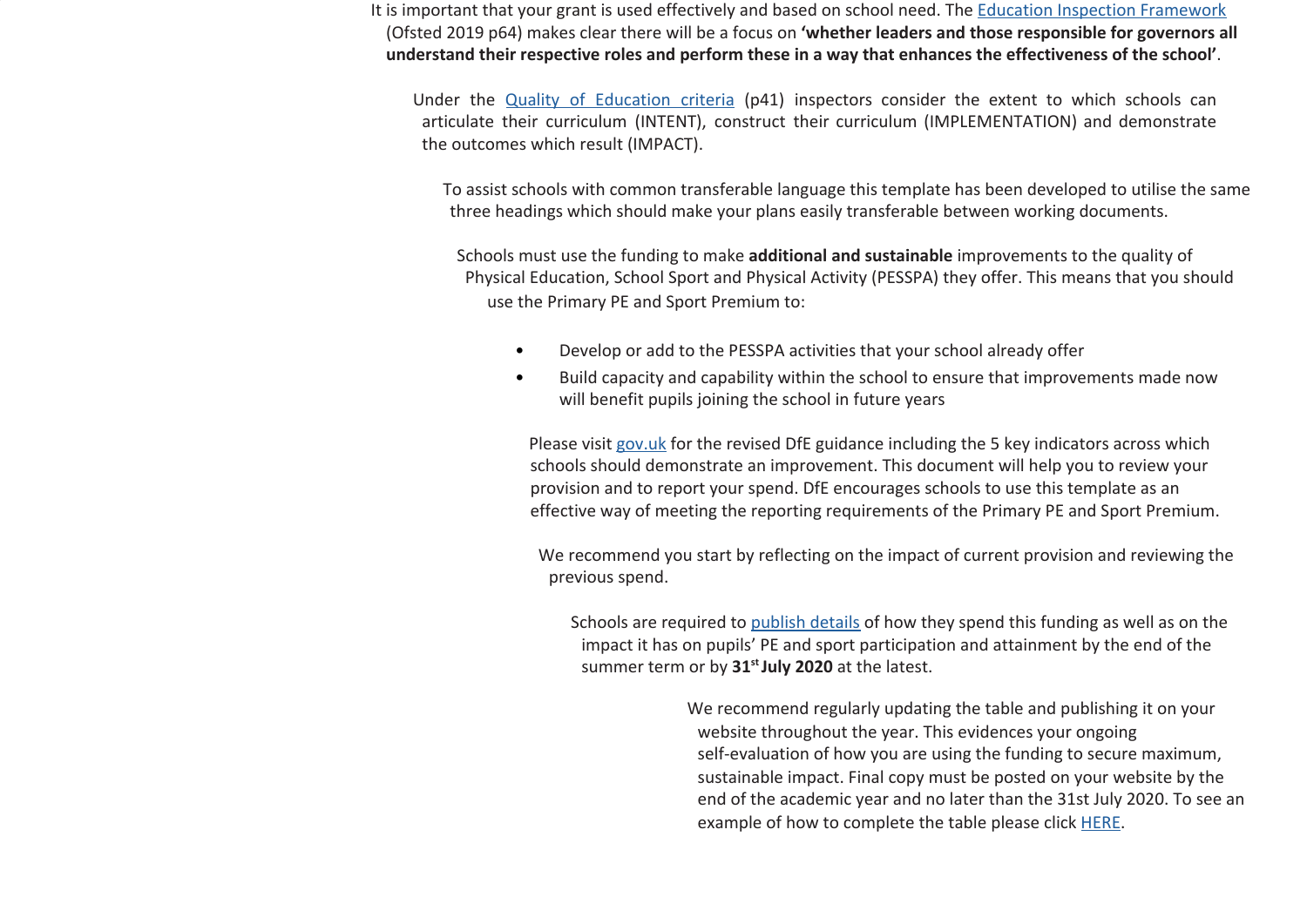It is important that your grant is used effectively and based on school need. The Education Inspection Framework (Ofsted 2019 p64) makes clear there will be a focus on **'whether leaders and those responsible for governors all understand their respective roles and perform these in a way that enhances the effectiveness of the school'**.

Under the Quality of Education criteria (p41) inspectors consider the extent to which schools can articulate their curriculum (INTENT), construct their curriculum (IMPLEMENTATION) and demonstrate the outcomes which result (IMPACT).

To assist schools with common transferable language this template has been developed to utilise the same three headings which should make your plans easily transferable between working documents.

Schools must use the funding to make **additional and sustainable** improvements to the quality of Physical Education, School Sport and Physical Activity (PESSPA) they offer. This means that you should use the Primary PE and Sport Premium to:

- Develop or add to the PESSPA activities that your school already offer
- Build capacity and capability within the school to ensure that improvements made now will benefit pupils joining the school in future years

Please visit gov.uk for the revised DfE guidance including the 5 key indicators across which schools should demonstrate an improvement. This document will help you to review your provision and to report your spend. DfE encourages schools to use this template as an effective way of meeting the reporting requirements of the Primary PE and Sport Premium.

We recommend you start by reflecting on the impact of current provision and reviewing the previous spend.

Schools are required to publish details of how they spend this funding as well as on the impact it has on pupils' PE and sport participation and attainment by the end of the summer term or by **31st July 2020** at the latest.

We recommend regularly updating the table and publishing it on your website throughout the year. This evidences your ongoing self-evaluation of how you are using the funding to secure maximum, sustainable impact. Final copy must be posted on your website by the end of the academic year and no later than the 31st July 2020. To see an example of how to complete the table please click HERE.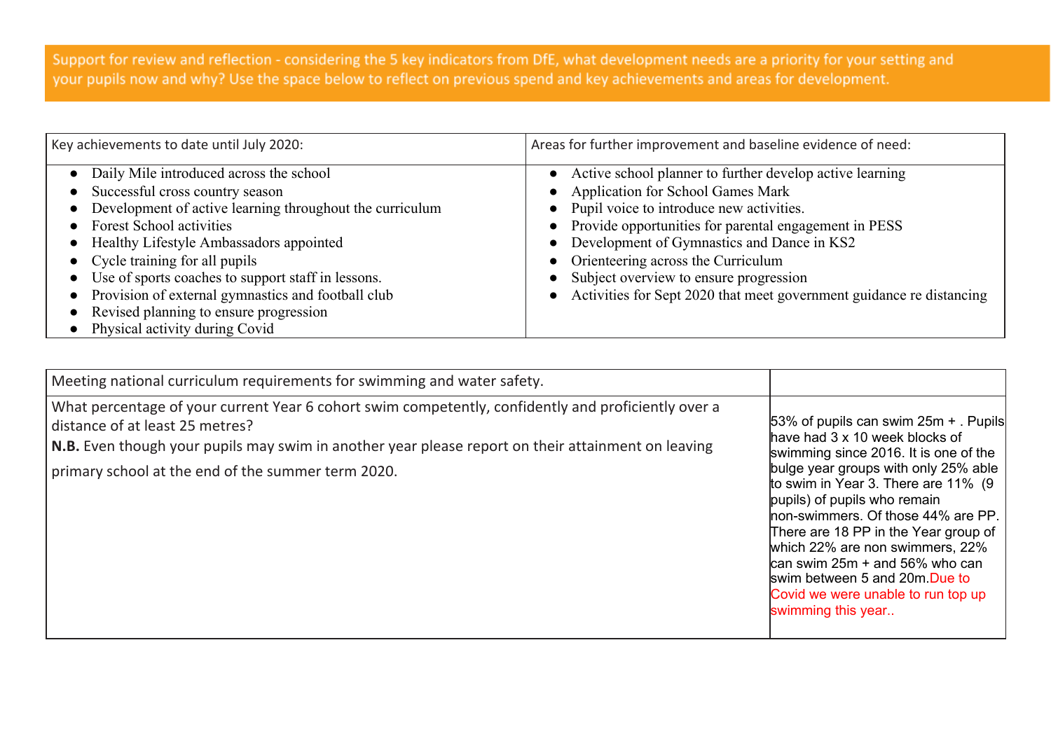Support for review and reflection - considering the 5 key indicators from DfE, what development needs are a priority for your setting and your pupils now and why? Use the space below to reflect on previous spend and key achievements and areas for development.

| Key achievements to date until July 2020: | Areas for further improvement and baseline evidence of need: |
|---|---|
| • Daily Mile introduced across the school<br>• Successful cross country season<br>• Development of active learning throughout the curriculum<br>• Forest School activities<br>• Healthy Lifestyle Ambassadors appointed<br>• Cycle training for all pupils<br>• Use of sports coaches to support staff in lessons.<br>• Provision of external gymnastics and football club<br>• Revised planning to ensure progression<br>• Physical activity during Covid | • Active school planner to further develop active learning<br>• Application for School Games Mark<br>• Pupil voice to introduce new activities.<br>• Provide opportunities for parental engagement in PESS<br>• Development of Gymnastics and Dance in KS2<br>• Orienteering across the Curriculum<br>• Subject overview to ensure progression<br>• Activities for Sept 2020 that meet government guidance re distancing |

| Meeting national curriculum requirements for swimming and water safety. | |
|---|---|
| What percentage of your current Year 6 cohort swim competently, confidently and proficiently over a distance of at least 25 metres?<br>**N.B.** Even though your pupils may swim in another year please report on their attainment on leaving primary school at the end of the summer term 2020. | 53% of pupils can swim 25m + . Pupils have had 3 x 10 week blocks of swimming since 2016. It is one of the bulge year groups with only 25% able to swim in Year 3. There are 11% (9 pupils) of pupils who remain non-swimmers. Of those 44% are PP. There are 18 PP in the Year group of which 22% are non swimmers, 22% can swim 25m + and 56% who can swim between 5 and 20m. Due to Covid we were unable to run top up swimming this year.. |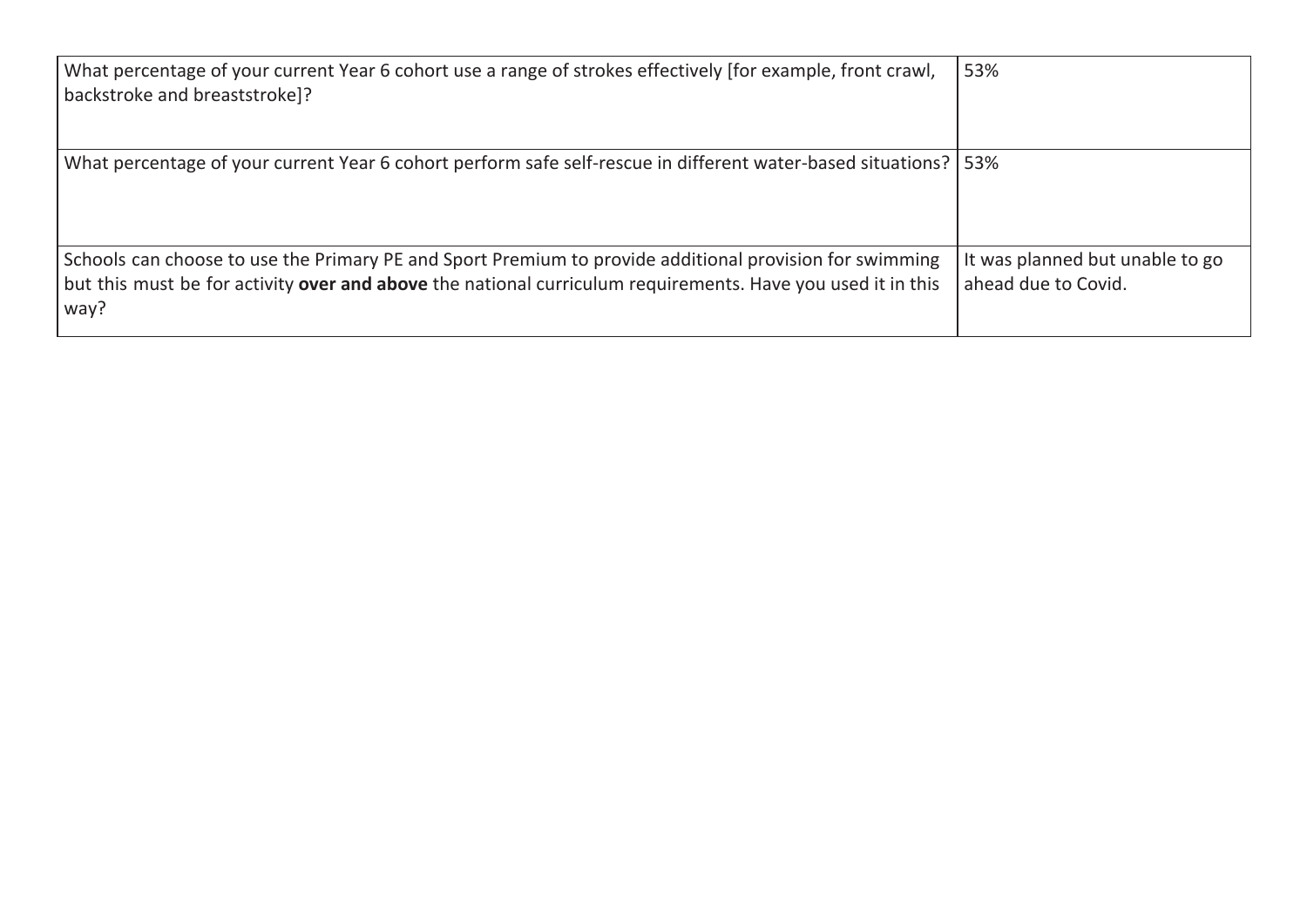| | |
|---|---|
| What percentage of your current Year 6 cohort use a range of strokes effectively [for example, front crawl, backstroke and breaststroke]? | 53% |
| What percentage of your current Year 6 cohort perform safe self-rescue in different water-based situations? | 53% |
| Schools can choose to use the Primary PE and Sport Premium to provide additional provision for swimming but this must be for activity **over and above** the national curriculum requirements. Have you used it in this way? | It was planned but unable to go ahead due to Covid. |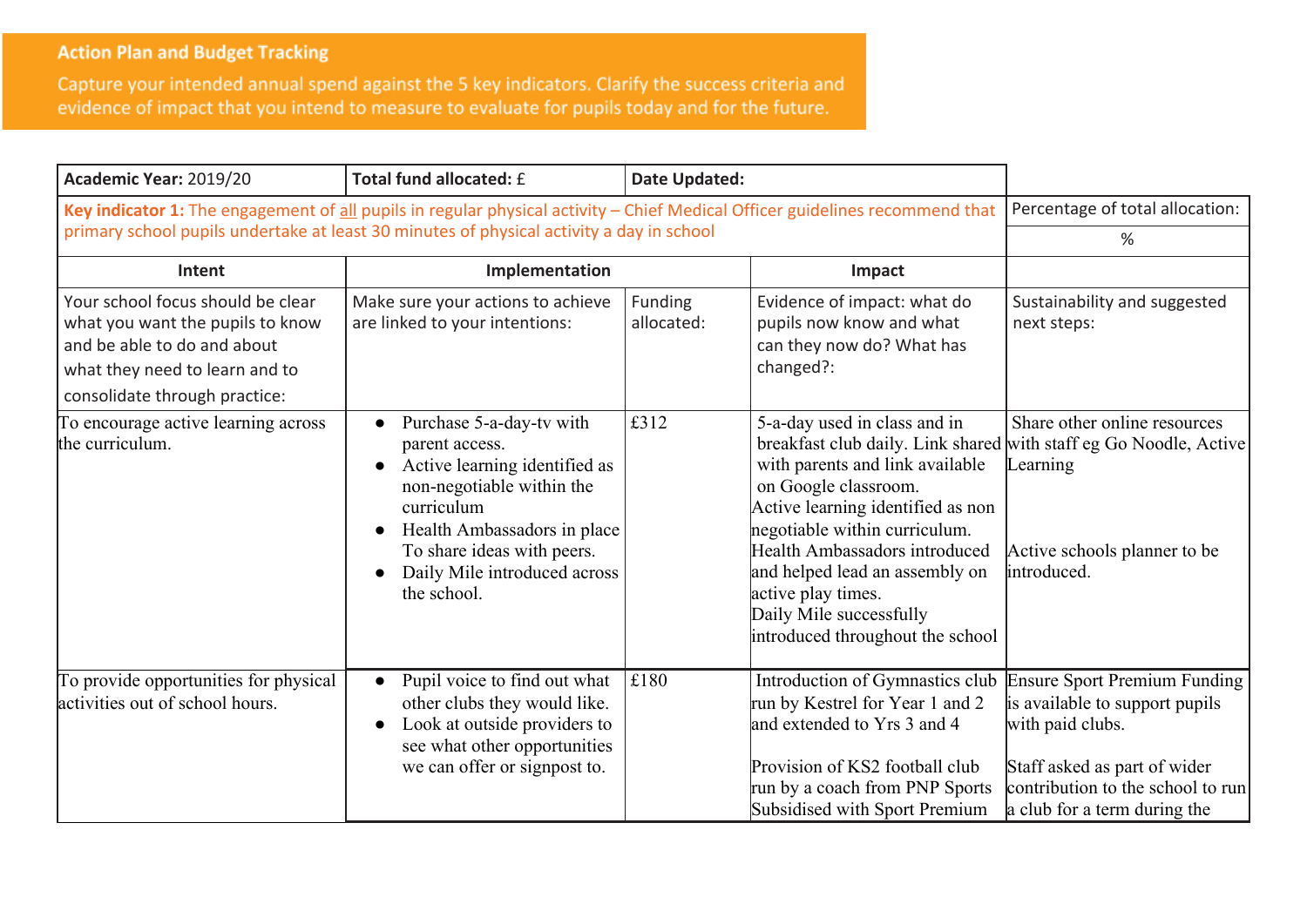## Action Plan and Budget Tracking

Capture your intended annual spend against the 5 key indicators. Clarify the success criteria and evidence of impact that you intend to measure to evaluate for pupils today and for the future.

| **Academic Year:** 2019/20 | **Total fund allocated:** £ | **Date Updated:** | | |
|---|---|---|---|---|
| **Key indicator 1:** The engagement of all pupils in regular physical activity – Chief Medical Officer guidelines recommend that primary school pupils undertake at least 30 minutes of physical activity a day in school | | | | Percentage of total allocation: |
| | | | | % |
| **Intent** | **Implementation** | | **Impact** | |
| Your school focus should be clear what you want the pupils to know and be able to do and about what they need to learn and to consolidate through practice: | Make sure your actions to achieve are linked to your intentions: | Funding allocated: | Evidence of impact: what do pupils now know and what can they now do? What has changed?: | Sustainability and suggested next steps: |
| To encourage active learning across the curriculum. | • Purchase 5-a-day-tv with parent access.<br>• Active learning identified as non-negotiable within the curriculum<br>• Health Ambassadors in place To share ideas with peers.<br>• Daily Mile introduced across the school. | £312 | 5-a-day used in class and in breakfast club daily. Link shared with parents and link available on Google classroom.<br>Active learning identified as non negotiable within curriculum.<br>Health Ambassadors introduced and helped lead an assembly on active play times.<br>Daily Mile successfully introduced throughout the school | Share other online resources with staff eg Go Noodle, Active Learning<br><br>Active schools planner to be introduced. |
| To provide opportunities for physical activities out of school hours. | • Pupil voice to find out what other clubs they would like.<br>• Look at outside providers to see what other opportunities we can offer or signpost to. | £180 | Introduction of Gymnastics club run by Kestrel for Year 1 and 2 and extended to Yrs 3 and 4<br><br>Provision of KS2 football club run by a coach from PNP Sports Subsidised with Sport Premium | Ensure Sport Premium Funding is available to support pupils with paid clubs.<br><br>Staff asked as part of wider contribution to the school to run a club for a term during the |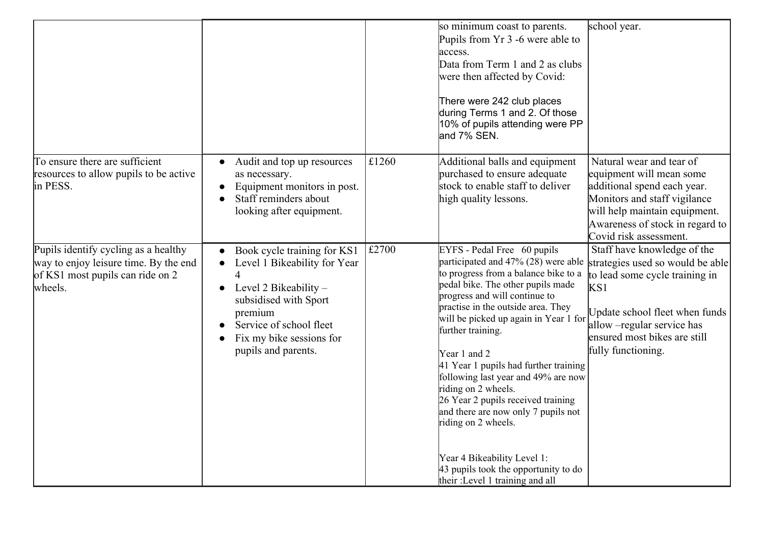| | | | | |
|---|---|---|---|---|
| | | | so minimum coast to parents.<br>Pupils from Yr 3 -6 were able to access.<br>Data from Term 1 and 2 as clubs were then affected by Covid:<br><br>There were 242 club places during Terms 1 and 2. Of those 10% of pupils attending were PP and 7% SEN. | school year. |
| To ensure there are sufficient resources to allow pupils to be active in PESS. | • Audit and top up resources as necessary.<br>• Equipment monitors in post.<br>• Staff reminders about looking after equipment. | £1260 | Additional balls and equipment purchased to ensure adequate stock to enable staff to deliver high quality lessons. | Natural wear and tear of equipment will mean some additional spend each year. Monitors and staff vigilance will help maintain equipment. Awareness of stock in regard to Covid risk assessment. |
| Pupils identify cycling as a healthy way to enjoy leisure time. By the end of KS1 most pupils can ride on 2 wheels. | • Book cycle training for KS1<br>• Level 1 Bikeability for Year 4<br>• Level 2 Bikeability – subsidised with Sport premium<br>• Service of school fleet<br>• Fix my bike sessions for pupils and parents. | £2700 | EYFS - Pedal Free 60 pupils participated and 47% (28) were able to progress from a balance bike to a pedal bike. The other pupils made progress and will continue to practise in the outside area. They will be picked up again in Year 1 for further training.<br><br>Year 1 and 2<br>41 Year 1 pupils had further training following last year and 49% are now riding on 2 wheels.<br>26 Year 2 pupils received training and there are now only 7 pupils not riding on 2 wheels.<br><br>Year 4 Bikeability Level 1:<br>43 pupils took the opportunity to do their :Level 1 training and all | Staff have knowledge of the strategies used so would be able to lead some cycle training in KS1<br><br>Update school fleet when funds allow –regular service has ensured most bikes are still fully functioning. |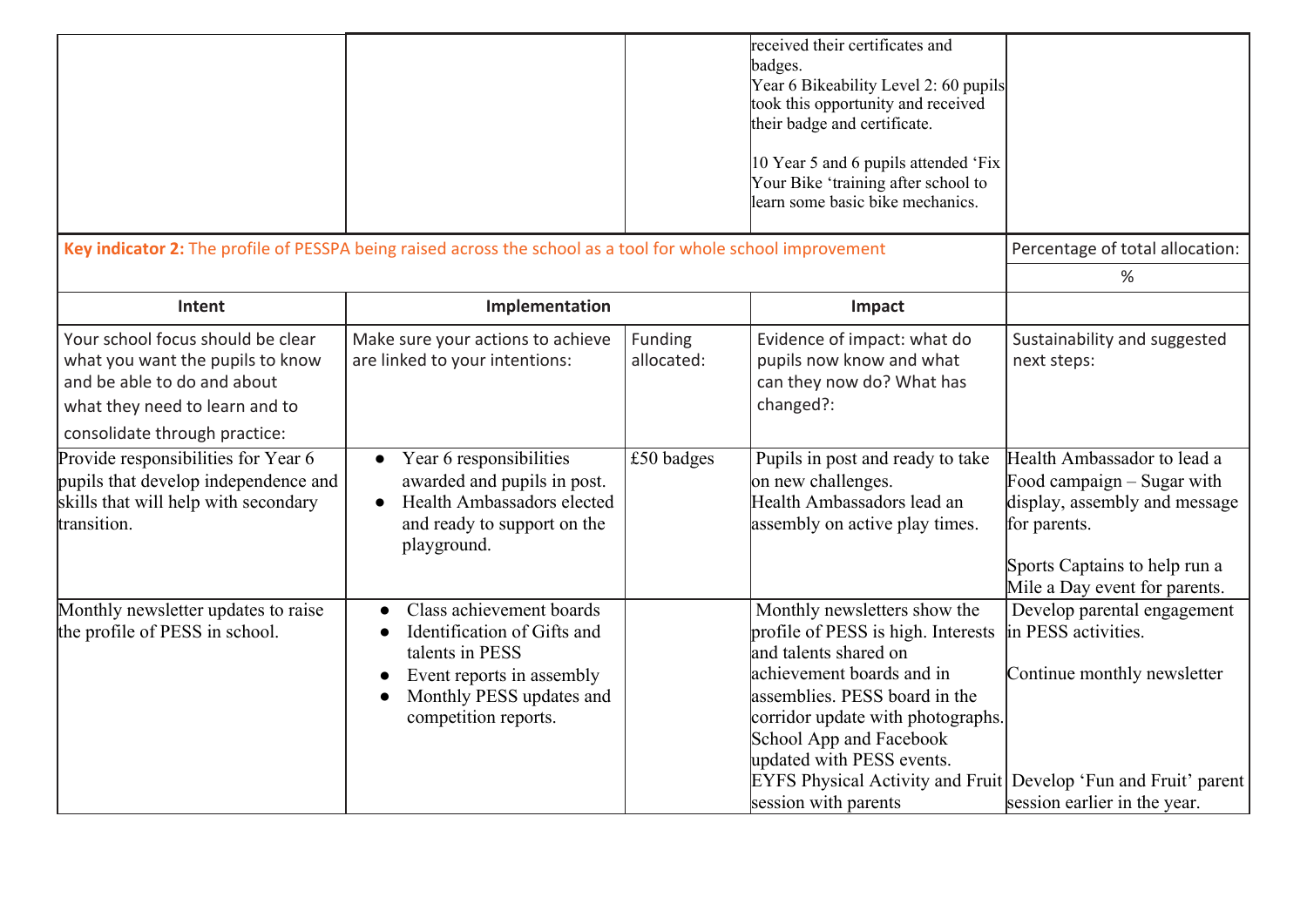| | | | | |
|---|---|---|---|---|
| | | | received their certificates and badges.<br>Year 6 Bikeability Level 2: 60 pupils took this opportunity and received their badge and certificate.<br><br>10 Year 5 and 6 pupils attended 'Fix Your Bike 'training after school to learn some basic bike mechanics. | |

| **Key indicator 2:** The profile of PESSPA being raised across the school as a tool for whole school improvement | | | | Percentage of total allocation: |
|---|---|---|---|---|
| | | | | % |
| **Intent** | **Implementation** | | **Impact** | |
| Your school focus should be clear what you want the pupils to know and be able to do and about what they need to learn and to consolidate through practice: | Make sure your actions to achieve are linked to your intentions: | Funding allocated: | Evidence of impact: what do pupils now know and what can they now do? What has changed?: | Sustainability and suggested next steps: |
| Provide responsibilities for Year 6 pupils that develop independence and skills that will help with secondary transition. | • Year 6 responsibilities awarded and pupils in post.<br>• Health Ambassadors elected and ready to support on the playground. | £50 badges | Pupils in post and ready to take on new challenges.<br>Health Ambassadors lead an assembly on active play times. | Health Ambassador to lead a Food campaign – Sugar with display, assembly and message for parents.<br><br>Sports Captains to help run a Mile a Day event for parents. |
| Monthly newsletter updates to raise the profile of PESS in school. | • Class achievement boards<br>• Identification of Gifts and talents in PESS<br>• Event reports in assembly<br>• Monthly PESS updates and competition reports. | | Monthly newsletters show the profile of PESS is high. Interests and talents shared on achievement boards and in assemblies. PESS board in the corridor update with photographs. School App and Facebook updated with PESS events.<br>EYFS Physical Activity and Fruit session with parents | Develop parental engagement in PESS activities.<br><br>Continue monthly newsletter<br><br>Develop 'Fun and Fruit' parent session earlier in the year. |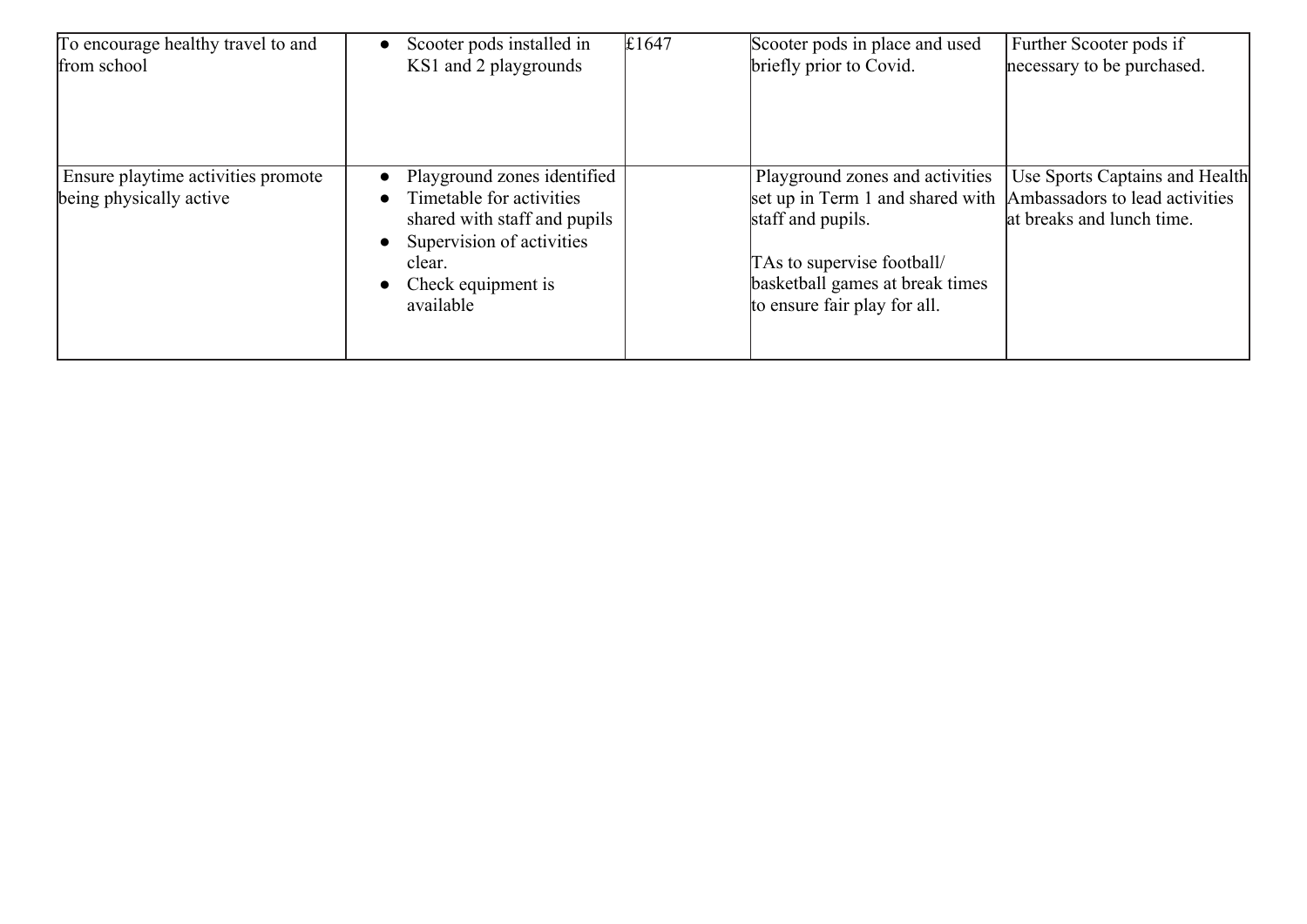| | | | | |
|---|---|---|---|---|
| To encourage healthy travel to and from school | • Scooter pods installed in KS1 and 2 playgrounds | £1647 | Scooter pods in place and used briefly prior to Covid. | Further Scooter pods if necessary to be purchased. |
| Ensure playtime activities promote being physically active | • Playground zones identified<br>• Timetable for activities shared with staff and pupils<br>• Supervision of activities clear.<br>• Check equipment is available | | Playground zones and activities set up in Term 1 and shared with staff and pupils.<br><br>TAs to supervise football/ basketball games at break times to ensure fair play for all. | Use Sports Captains and Health Ambassadors to lead activities at breaks and lunch time. |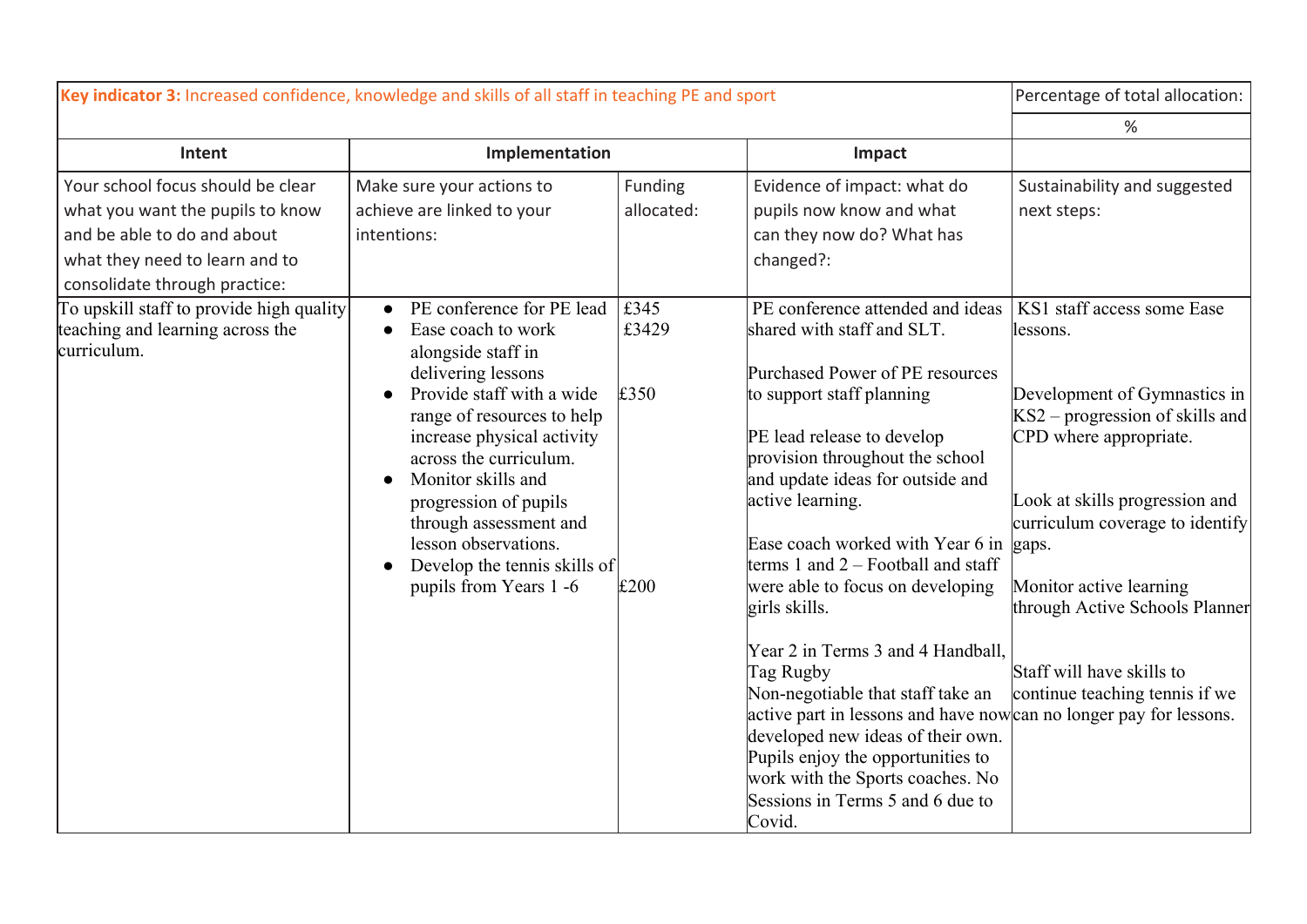| **Key indicator 3:** Increased confidence, knowledge and skills of all staff in teaching PE and sport | | | | Percentage of total allocation: |
|---|---|---|---|---|
| | | | | % |
| **Intent** | **Implementation** | | **Impact** | |
| Your school focus should be clear what you want the pupils to know and be able to do and about what they need to learn and to consolidate through practice: | Make sure your actions to achieve are linked to your intentions: | Funding allocated: | Evidence of impact: what do pupils now know and what can they now do? What has changed?: | Sustainability and suggested next steps: |
| To upskill staff to provide high quality teaching and learning across the curriculum. | • PE conference for PE lead<br>• Ease coach to work alongside staff in delivering lessons<br>• Provide staff with a wide range of resources to help increase physical activity across the curriculum.<br>• Monitor skills and progression of pupils through assessment and lesson observations.<br>• Develop the tennis skills of pupils from Years 1 -6 | £345<br>£3429<br><br>£350<br><br><br><br><br><br>£200 | PE conference attended and ideas shared with staff and SLT.<br><br>Purchased Power of PE resources to support staff planning<br><br>PE lead release to develop provision throughout the school and update ideas for outside and active learning.<br><br>Ease coach worked with Year 6 in terms 1 and 2 – Football and staff were able to focus on developing girls skills.<br><br>Year 2 in Terms 3 and 4 Handball, Tag Rugby<br>Non-negotiable that staff take an active part in lessons and have now developed new ideas of their own. Pupils enjoy the opportunities to work with the Sports coaches. No Sessions in Terms 5 and 6 due to Covid. | KS1 staff access some Ease lessons.<br><br>Development of Gymnastics in KS2 – progression of skills and CPD where appropriate.<br><br>Look at skills progression and curriculum coverage to identify gaps.<br><br>Monitor active learning through Active Schools Planner<br><br>Staff will have skills to continue teaching tennis if we can no longer pay for lessons. |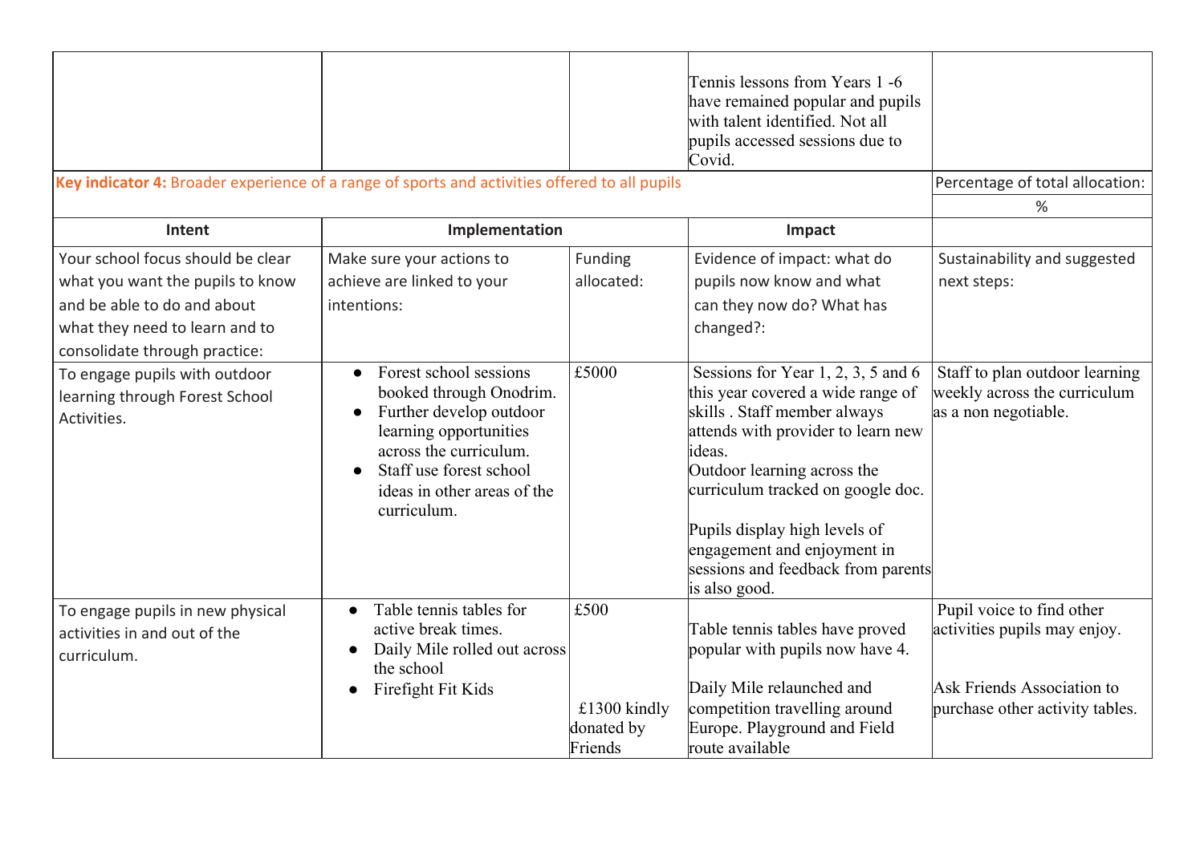| | | | | |
|---|---|---|---|---|
| | | | Tennis lessons from Years 1 -6 have remained popular and pupils with talent identified. Not all pupils accessed sessions due to Covid. | |

| **Key indicator 4:** Broader experience of a range of sports and activities offered to all pupils | | | | Percentage of total allocation: |
|---|---|---|---|---|
| | | | | % |
| **Intent** | **Implementation** | | **Impact** | |
| Your school focus should be clear what you want the pupils to know and be able to do and about what they need to learn and to consolidate through practice: | Make sure your actions to achieve are linked to your intentions: | Funding allocated: | Evidence of impact: what do pupils now know and what can they now do? What has changed?: | Sustainability and suggested next steps: |
| To engage pupils with outdoor learning through Forest School Activities. | • Forest school sessions booked through Onodrim.<br>• Further develop outdoor learning opportunities across the curriculum.<br>• Staff use forest school ideas in other areas of the curriculum. | £5000 | Sessions for Year 1, 2, 3, 5 and 6 this year covered a wide range of skills . Staff member always attends with provider to learn new ideas.<br>Outdoor learning across the curriculum tracked on google doc.<br><br>Pupils display high levels of engagement and enjoyment in sessions and feedback from parents is also good. | Staff to plan outdoor learning weekly across the curriculum as a non negotiable. |
| To engage pupils in new physical activities in and out of the curriculum. | • Table tennis tables for active break times.<br>• Daily Mile rolled out across the school<br>• Firefight Fit Kids | £500<br><br><br>£1300 kindly donated by Friends | Table tennis tables have proved popular with pupils now have 4.<br><br>Daily Mile relaunched and competition travelling around Europe. Playground and Field route available | Pupil voice to find other activities pupils may enjoy.<br><br>Ask Friends Association to purchase other activity tables. |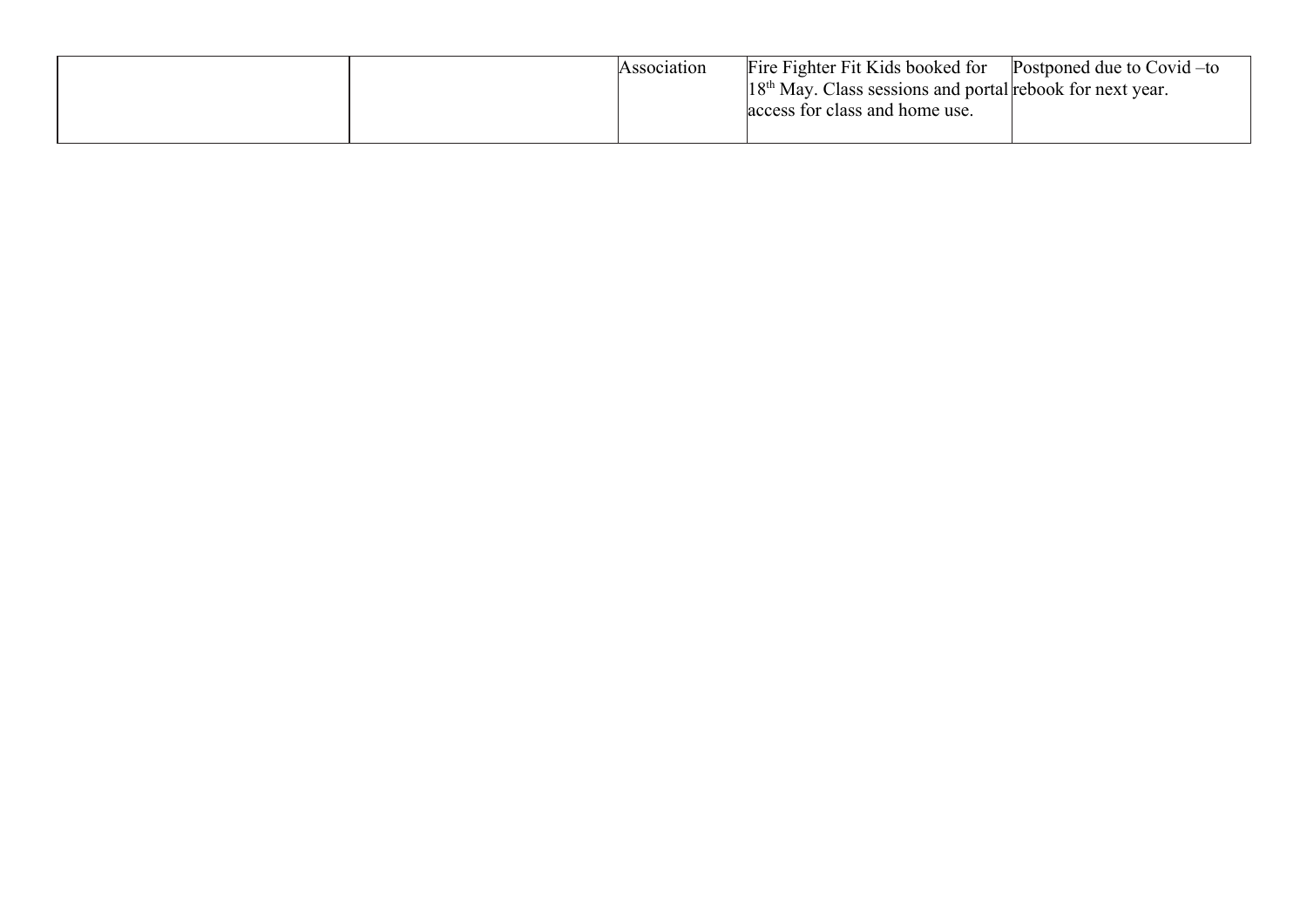| | | | | |
|---|---|---|---|---|
| | | Association | Fire Fighter Fit Kids booked for 18th May. Class sessions and portal access for class and home use. | Postponed due to Covid –to rebook for next year. |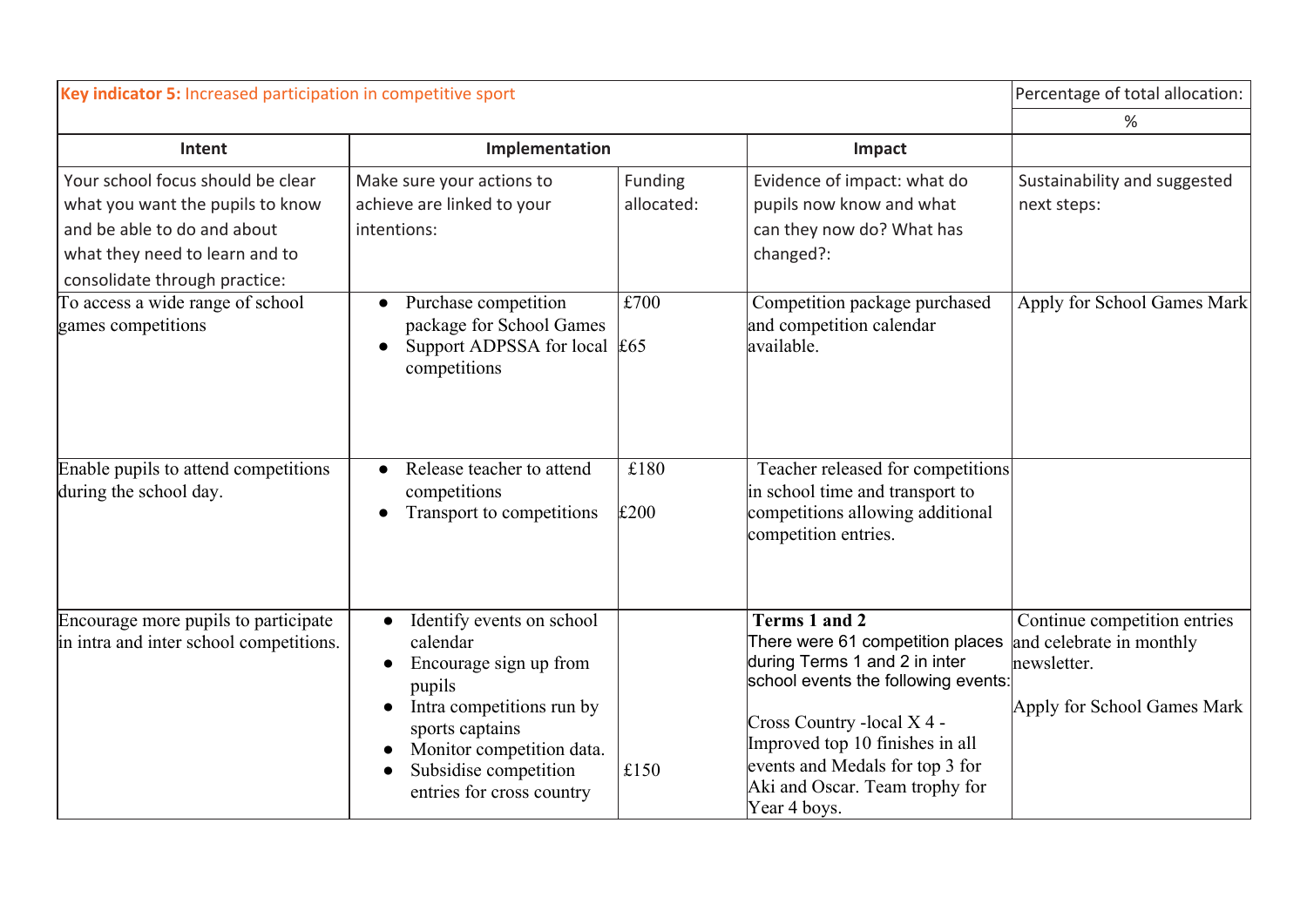| **Key indicator 5:** Increased participation in competitive sport | | | | Percentage of total allocation: |
|---|---|---|---|---|
| | | | | % |
| **Intent** | **Implementation** | | **Impact** | |
| Your school focus should be clear what you want the pupils to know and be able to do and about what they need to learn and to consolidate through practice: | Make sure your actions to achieve are linked to your intentions: | Funding allocated: | Evidence of impact: what do pupils now know and what can they now do? What has changed?: | Sustainability and suggested next steps: |
| To access a wide range of school games competitions | • Purchase competition package for School Games<br>• Support ADPSSA for local competitions | £700<br><br>£65 | Competition package purchased and competition calendar available. | Apply for School Games Mark |
| Enable pupils to attend competitions during the school day. | • Release teacher to attend competitions<br>• Transport to competitions | £180<br><br>£200 | Teacher released for competitions in school time and transport to competitions allowing additional competition entries. | |
| Encourage more pupils to participate in intra and inter school competitions. | • Identify events on school calendar<br>• Encourage sign up from pupils<br>• Intra competitions run by sports captains<br>• Monitor competition data.<br>• Subsidise competition entries for cross country | £150 | **Terms 1 and 2**<br>There were 61 competition places during Terms 1 and 2 in inter school events the following events:<br><br>Cross Country -local X 4 - Improved top 10 finishes in all events and Medals for top 3 for Aki and Oscar. Team trophy for Year 4 boys. | Continue competition entries and celebrate in monthly newsletter.<br><br>Apply for School Games Mark |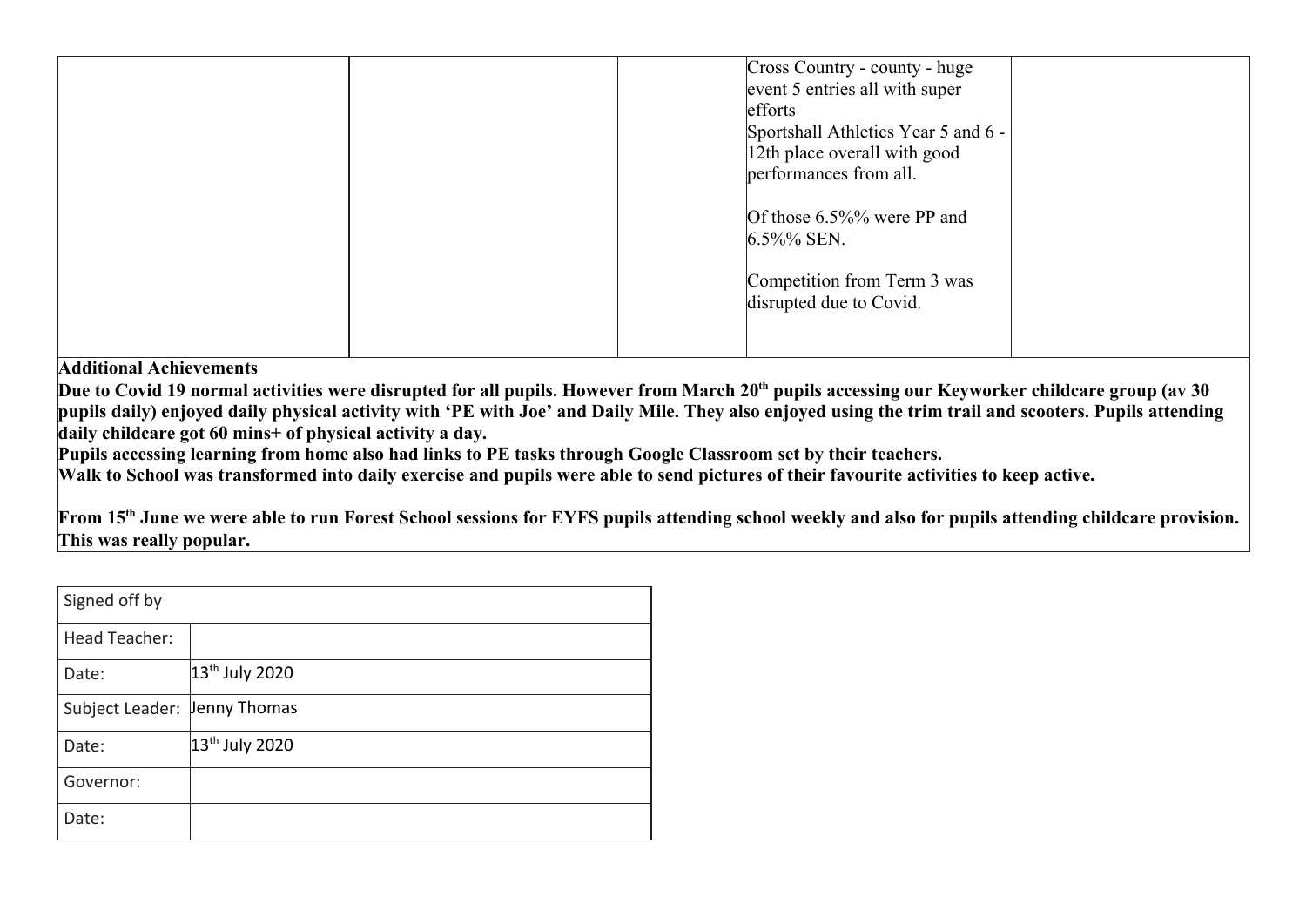| | | | | |
|---|---|---|---|---|
| | | | Cross Country - county - huge event 5 entries all with super efforts<br>Sportshall Athletics Year 5 and 6 - 12th place overall with good performances from all.<br><br>Of those 6.5%% were PP and 6.5%% SEN.<br><br>Competition from Term 3 was disrupted due to Covid. | |

**Additional Achievements**

**Due to Covid 19 normal activities were disrupted for all pupils. However from March 20th pupils accessing our Keyworker childcare group (av 30 pupils daily) enjoyed daily physical activity with 'PE with Joe' and Daily Mile. They also enjoyed using the trim trail and scooters. Pupils attending daily childcare got 60 mins+ of physical activity a day.**

**Pupils accessing learning from home also had links to PE tasks through Google Classroom set by their teachers.**

**Walk to School was transformed into daily exercise and pupils were able to send pictures of their favourite activities to keep active.**

**From 15th June we were able to run Forest School sessions for EYFS pupils attending school weekly and also for pupils attending childcare provision. This was really popular.**

| Signed off by | |
|---|---|
| Head Teacher: | |
| Date: | 13th July 2020 |
| Subject Leader: | Jenny Thomas |
| Date: | 13th July 2020 |
| Governor: | |
| Date: | |